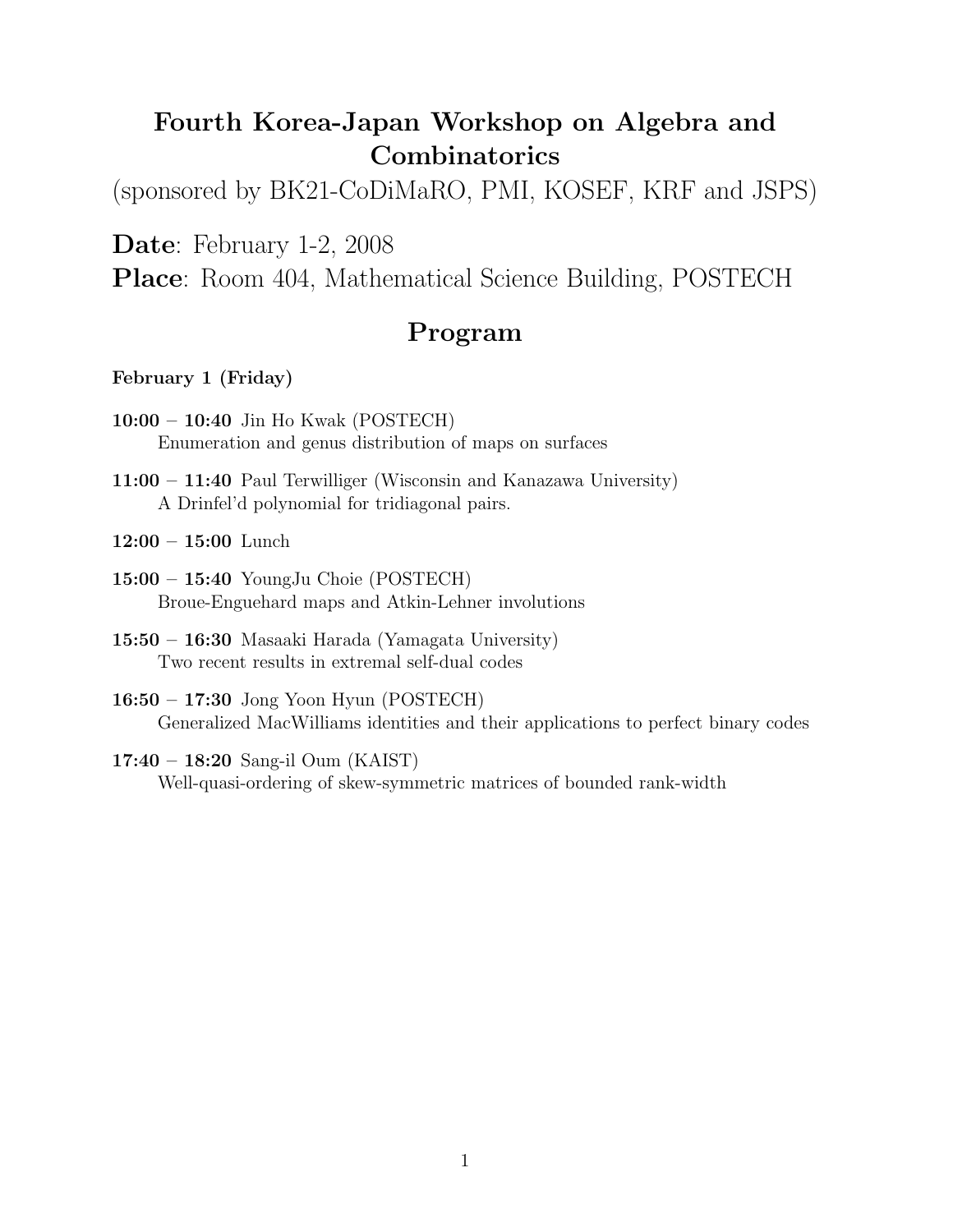# Fourth Korea-Japan Workshop on Algebra and Combinatorics

(sponsored by BK21-CoDiMaRO, PMI, KOSEF, KRF and JSPS)

**Date**: February 1-2, 2008

**Place**: Room 404, Mathematical Science Building, POSTECH

## Program

**February 1 (Friday)**

**10:00 – 10:40** Jin Ho Kwak (POSTECH)
Enumeration and genus distribution of maps on surfaces

**11:00 – 11:40** Paul Terwilliger (Wisconsin and Kanazawa University)
A Drinfel'd polynomial for tridiagonal pairs.

**12:00 – 15:00** Lunch

**15:00 – 15:40** YoungJu Choie (POSTECH)
Broue-Enguehard maps and Atkin-Lehner involutions

**15:50 – 16:30** Masaaki Harada (Yamagata University)
Two recent results in extremal self-dual codes

**16:50 – 17:30** Jong Yoon Hyun (POSTECH)
Generalized MacWilliams identities and their applications to perfect binary codes

**17:40 – 18:20** Sang-il Oum (KAIST)
Well-quasi-ordering of skew-symmetric matrices of bounded rank-width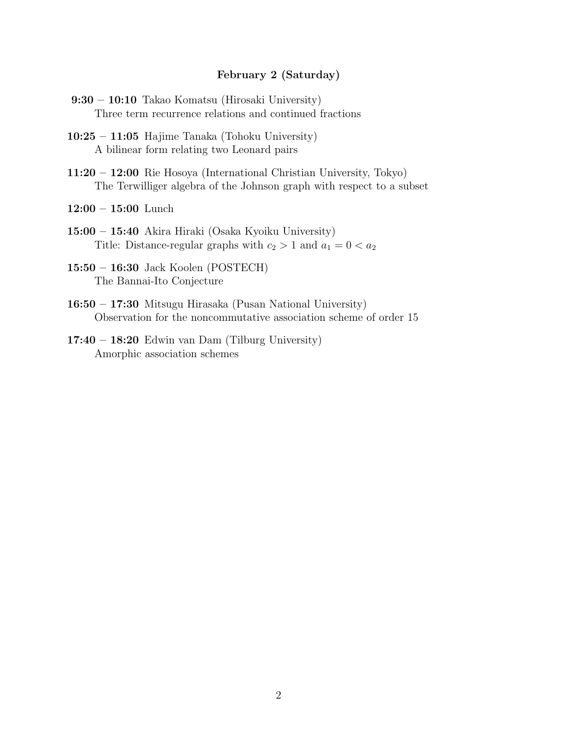### February 2 (Saturday)

**9:30 – 10:10** Takao Komatsu (Hirosaki University)
Three term recurrence relations and continued fractions

**10:25 – 11:05** Hajime Tanaka (Tohoku University)
A bilinear form relating two Leonard pairs

**11:20 – 12:00** Rie Hosoya (International Christian University, Tokyo)
The Terwilliger algebra of the Johnson graph with respect to a subset

**12:00 – 15:00** Lunch

**15:00 – 15:40** Akira Hiraki (Osaka Kyoiku University)
Title: Distance-regular graphs with $c_2 > 1$ and $a_1 = 0 < a_2$

**15:50 – 16:30** Jack Koolen (POSTECH)
The Bannai-Ito Conjecture

**16:50 – 17:30** Mitsugu Hirasaka (Pusan National University)
Observation for the noncommutative association scheme of order 15

**17:40 – 18:20** Edwin van Dam (Tilburg University)
Amorphic association schemes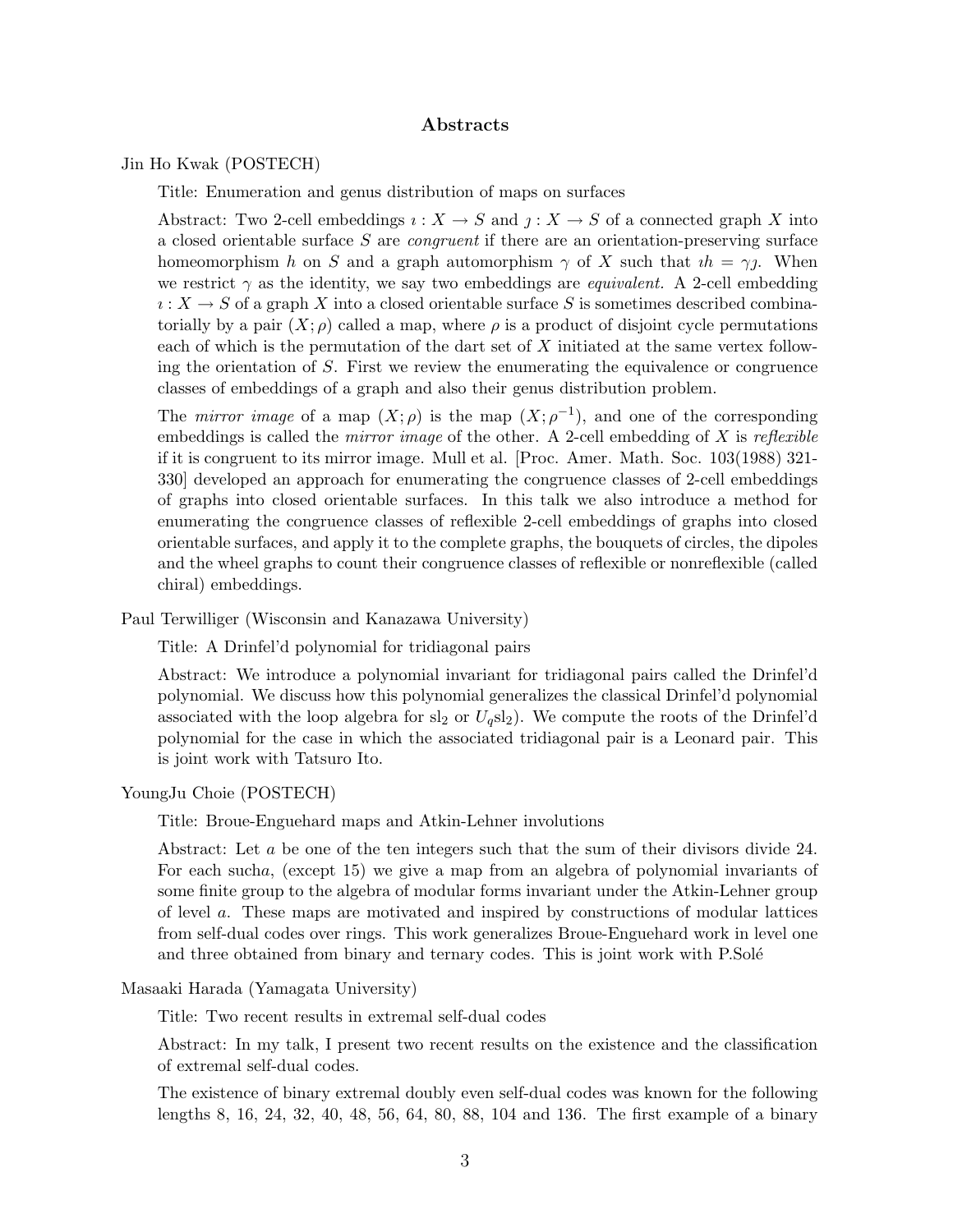## Abstracts

Jin Ho Kwak (POSTECH)

Title: Enumeration and genus distribution of maps on surfaces

Abstract: Two 2-cell embeddings $\imath : X \to S$ and $\jmath : X \to S$ of a connected graph $X$ into a closed orientable surface $S$ are *congruent* if there are an orientation-preserving surface homeomorphism $h$ on $S$ and a graph automorphism $\gamma$ of $X$ such that $\imath h = \gamma \jmath$. When we restrict $\gamma$ as the identity, we say two embeddings are *equivalent.* A 2-cell embedding $\imath : X \to S$ of a graph $X$ into a closed orientable surface $S$ is sometimes described combinatorially by a pair $(X; \rho)$ called a map, where $\rho$ is a product of disjoint cycle permutations each of which is the permutation of the dart set of $X$ initiated at the same vertex following the orientation of $S$. First we review the enumerating the equivalence or congruence classes of embeddings of a graph and also their genus distribution problem.

The *mirror image* of a map $(X; \rho)$ is the map $(X; \rho^{-1})$, and one of the corresponding embeddings is called the *mirror image* of the other. A 2-cell embedding of $X$ is *reflexible* if it is congruent to its mirror image. Mull et al. [Proc. Amer. Math. Soc. 103(1988) 321-330] developed an approach for enumerating the congruence classes of 2-cell embeddings of graphs into closed orientable surfaces. In this talk we also introduce a method for enumerating the congruence classes of reflexible 2-cell embeddings of graphs into closed orientable surfaces, and apply it to the complete graphs, the bouquets of circles, the dipoles and the wheel graphs to count their congruence classes of reflexible or nonreflexible (called chiral) embeddings.

Paul Terwilliger (Wisconsin and Kanazawa University)

Title: A Drinfel'd polynomial for tridiagonal pairs

Abstract: We introduce a polynomial invariant for tridiagonal pairs called the Drinfel'd polynomial. We discuss how this polynomial generalizes the classical Drinfel'd polynomial associated with the loop algebra for $\mathrm{sl}_2$ or $U_q\mathrm{sl}_2$). We compute the roots of the Drinfel'd polynomial for the case in which the associated tridiagonal pair is a Leonard pair. This is joint work with Tatsuro Ito.

YoungJu Choie (POSTECH)

Title: Broue-Enguehard maps and Atkin-Lehner involutions

Abstract: Let $a$ be one of the ten integers such that the sum of their divisors divide 24. For each such$a$, (except 15) we give a map from an algebra of polynomial invariants of some finite group to the algebra of modular forms invariant under the Atkin-Lehner group of level $a$. These maps are motivated and inspired by constructions of modular lattices from self-dual codes over rings. This work generalizes Broue-Enguehard work in level one and three obtained from binary and ternary codes. This is joint work with P.Solé

Masaaki Harada (Yamagata University)

Title: Two recent results in extremal self-dual codes

Abstract: In my talk, I present two recent results on the existence and the classification of extremal self-dual codes.

The existence of binary extremal doubly even self-dual codes was known for the following lengths 8, 16, 24, 32, 40, 48, 56, 64, 80, 88, 104 and 136. The first example of a binary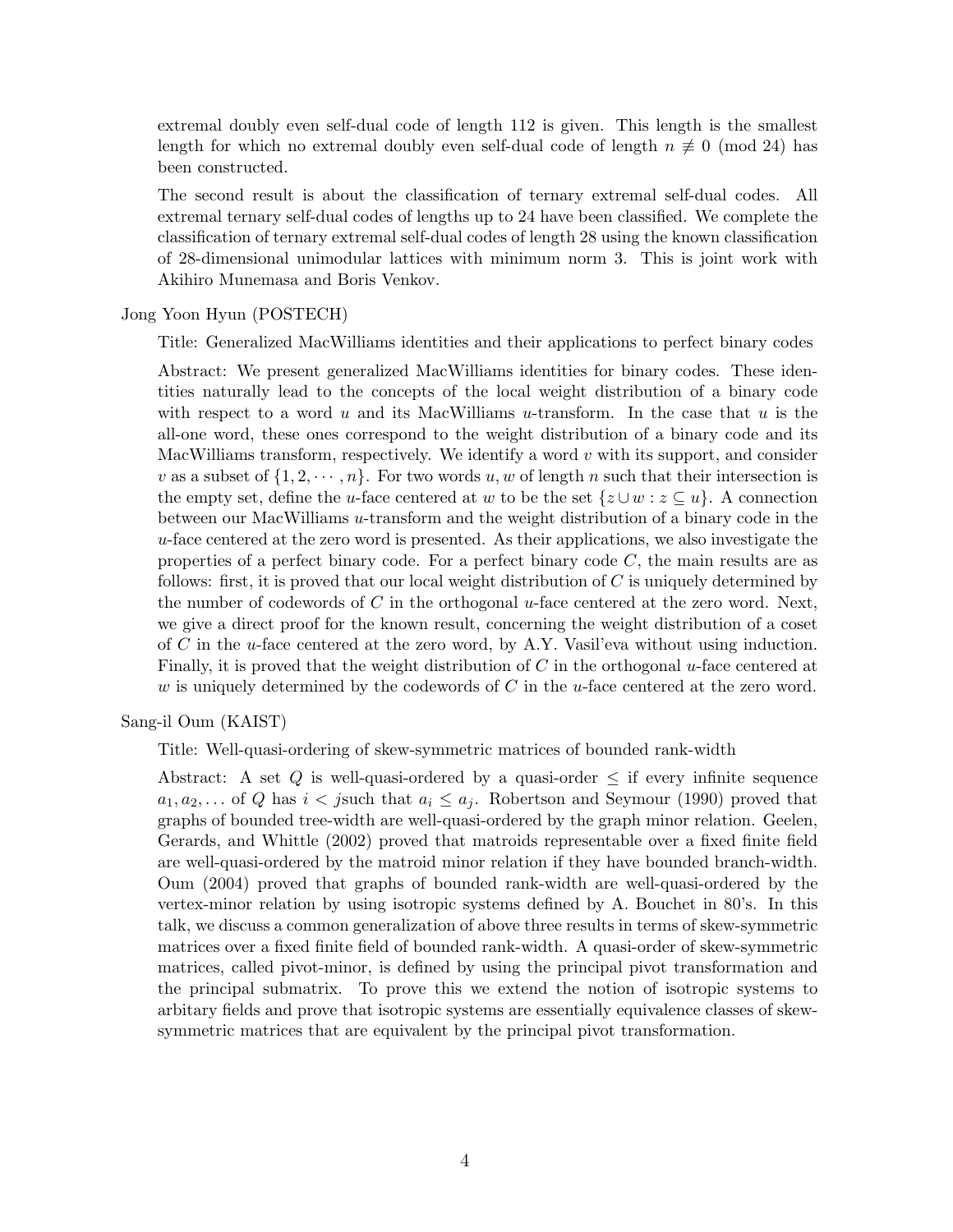extremal doubly even self-dual code of length 112 is given. This length is the smallest length for which no extremal doubly even self-dual code of length $n \not\equiv 0 \pmod{24}$ has been constructed.

The second result is about the classification of ternary extremal self-dual codes. All extremal ternary self-dual codes of lengths up to 24 have been classified. We complete the classification of ternary extremal self-dual codes of length 28 using the known classification of 28-dimensional unimodular lattices with minimum norm 3. This is joint work with Akihiro Munemasa and Boris Venkov.

Jong Yoon Hyun (POSTECH)

Title: Generalized MacWilliams identities and their applications to perfect binary codes

Abstract: We present generalized MacWilliams identities for binary codes. These identities naturally lead to the concepts of the local weight distribution of a binary code with respect to a word $u$ and its MacWilliams $u$-transform. In the case that $u$ is the all-one word, these ones correspond to the weight distribution of a binary code and its MacWilliams transform, respectively. We identify a word $v$ with its support, and consider $v$ as a subset of $\{1, 2, \cdots, n\}$. For two words $u, w$ of length $n$ such that their intersection is the empty set, define the $u$-face centered at $w$ to be the set $\{z \cup w : z \subseteq u\}$. A connection between our MacWilliams $u$-transform and the weight distribution of a binary code in the $u$-face centered at the zero word is presented. As their applications, we also investigate the properties of a perfect binary code. For a perfect binary code $C$, the main results are as follows: first, it is proved that our local weight distribution of $C$ is uniquely determined by the number of codewords of $C$ in the orthogonal $u$-face centered at the zero word. Next, we give a direct proof for the known result, concerning the weight distribution of a coset of $C$ in the $u$-face centered at the zero word, by A.Y. Vasil'eva without using induction. Finally, it is proved that the weight distribution of $C$ in the orthogonal $u$-face centered at $w$ is uniquely determined by the codewords of $C$ in the $u$-face centered at the zero word.

Sang-il Oum (KAIST)

Title: Well-quasi-ordering of skew-symmetric matrices of bounded rank-width

Abstract: A set $Q$ is well-quasi-ordered by a quasi-order $\leq$ if every infinite sequence $a_1, a_2, \ldots$ of $Q$ has $i < j$such that $a_i \leq a_j$. Robertson and Seymour (1990) proved that graphs of bounded tree-width are well-quasi-ordered by the graph minor relation. Geelen, Gerards, and Whittle (2002) proved that matroids representable over a fixed finite field are well-quasi-ordered by the matroid minor relation if they have bounded branch-width. Oum (2004) proved that graphs of bounded rank-width are well-quasi-ordered by the vertex-minor relation by using isotropic systems defined by A. Bouchet in 80's. In this talk, we discuss a common generalization of above three results in terms of skew-symmetric matrices over a fixed finite field of bounded rank-width. A quasi-order of skew-symmetric matrices, called pivot-minor, is defined by using the principal pivot transformation and the principal submatrix. To prove this we extend the notion of isotropic systems to arbitary fields and prove that isotropic systems are essentially equivalence classes of skew-symmetric matrices that are equivalent by the principal pivot transformation.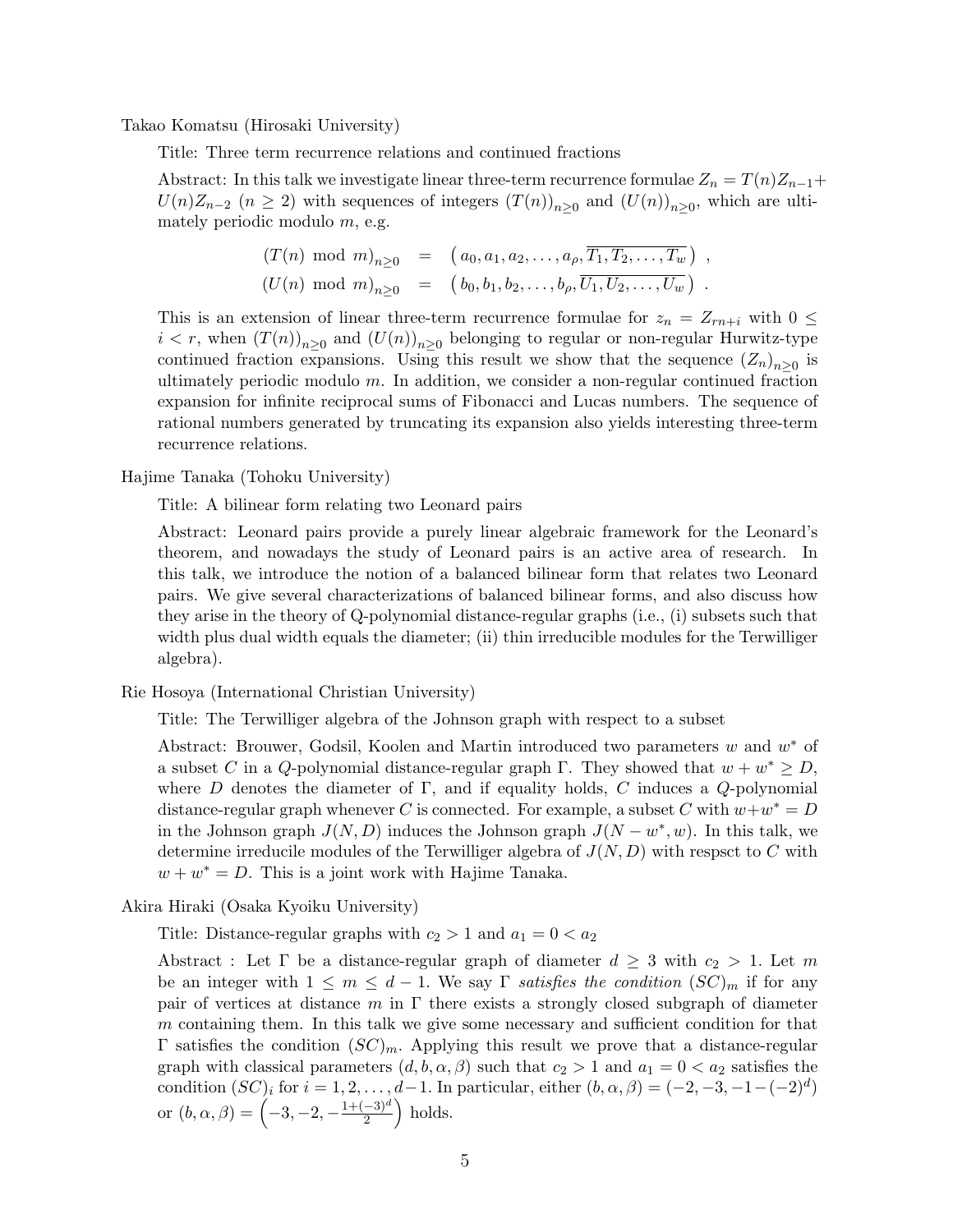Takao Komatsu (Hirosaki University)

Title: Three term recurrence relations and continued fractions

Abstract: In this talk we investigate linear three-term recurrence formulae $Z_n = T(n)Z_{n-1} + U(n)Z_{n-2}$ ($n \geq 2$) with sequences of integers $(T(n))_{n\geq 0}$ and $(U(n))_{n\geq 0}$, which are ultimately periodic modulo $m$, e.g.

$$\begin{aligned}
(T(n) \bmod m)_{n\geq 0} &= \left(a_0, a_1, a_2, \ldots, a_\rho, \overline{T_1, T_2, \ldots, T_w}\right) , \\
(U(n) \bmod m)_{n\geq 0} &= \left(b_0, b_1, b_2, \ldots, b_\rho, \overline{U_1, U_2, \ldots, U_w}\right) .
\end{aligned}$$

This is an extension of linear three-term recurrence formulae for $z_n = Z_{rn+i}$ with $0 \leq i < r$, when $(T(n))_{n\geq 0}$ and $(U(n))_{n\geq 0}$ belonging to regular or non-regular Hurwitz-type continued fraction expansions. Using this result we show that the sequence $(Z_n)_{n\geq 0}$ is ultimately periodic modulo $m$. In addition, we consider a non-regular continued fraction expansion for infinite reciprocal sums of Fibonacci and Lucas numbers. The sequence of rational numbers generated by truncating its expansion also yields interesting three-term recurrence relations.

Hajime Tanaka (Tohoku University)

Title: A bilinear form relating two Leonard pairs

Abstract: Leonard pairs provide a purely linear algebraic framework for the Leonard's theorem, and nowadays the study of Leonard pairs is an active area of research. In this talk, we introduce the notion of a balanced bilinear form that relates two Leonard pairs. We give several characterizations of balanced bilinear forms, and also discuss how they arise in the theory of Q-polynomial distance-regular graphs (i.e., (i) subsets such that width plus dual width equals the diameter; (ii) thin irreducible modules for the Terwilliger algebra).

Rie Hosoya (International Christian University)

Title: The Terwilliger algebra of the Johnson graph with respect to a subset

Abstract: Brouwer, Godsil, Koolen and Martin introduced two parameters $w$ and $w^*$ of a subset $C$ in a $Q$-polynomial distance-regular graph $\Gamma$. They showed that $w + w^* \geq D$, where $D$ denotes the diameter of $\Gamma$, and if equality holds, $C$ induces a $Q$-polynomial distance-regular graph whenever $C$ is connected. For example, a subset $C$ with $w+w^* = D$ in the Johnson graph $J(N, D)$ induces the Johnson graph $J(N - w^*, w)$. In this talk, we determine irreducile modules of the Terwilliger algebra of $J(N, D)$ with respsct to $C$ with $w + w^* = D$. This is a joint work with Hajime Tanaka.

Akira Hiraki (Osaka Kyoiku University)

Title: Distance-regular graphs with $c_2 > 1$ and $a_1 = 0 < a_2$

Abstract : Let $\Gamma$ be a distance-regular graph of diameter $d \geq 3$ with $c_2 > 1$. Let $m$ be an integer with $1 \leq m \leq d - 1$. We say $\Gamma$ *satisfies the condition* $(SC)_m$ if for any pair of vertices at distance $m$ in $\Gamma$ there exists a strongly closed subgraph of diameter $m$ containing them. In this talk we give some necessary and sufficient condition for that $\Gamma$ satisfies the condition $(SC)_m$. Applying this result we prove that a distance-regular graph with classical parameters $(d, b, \alpha, \beta)$ such that $c_2 > 1$ and $a_1 = 0 < a_2$ satisfies the condition $(SC)_i$ for $i = 1, 2, \ldots, d-1$. In particular, either $(b, \alpha, \beta) = (-2, -3, -1-(-2)^d)$ or $(b, \alpha, \beta) = \left(-3, -2, -\frac{1+(-3)^d}{2}\right)$ holds.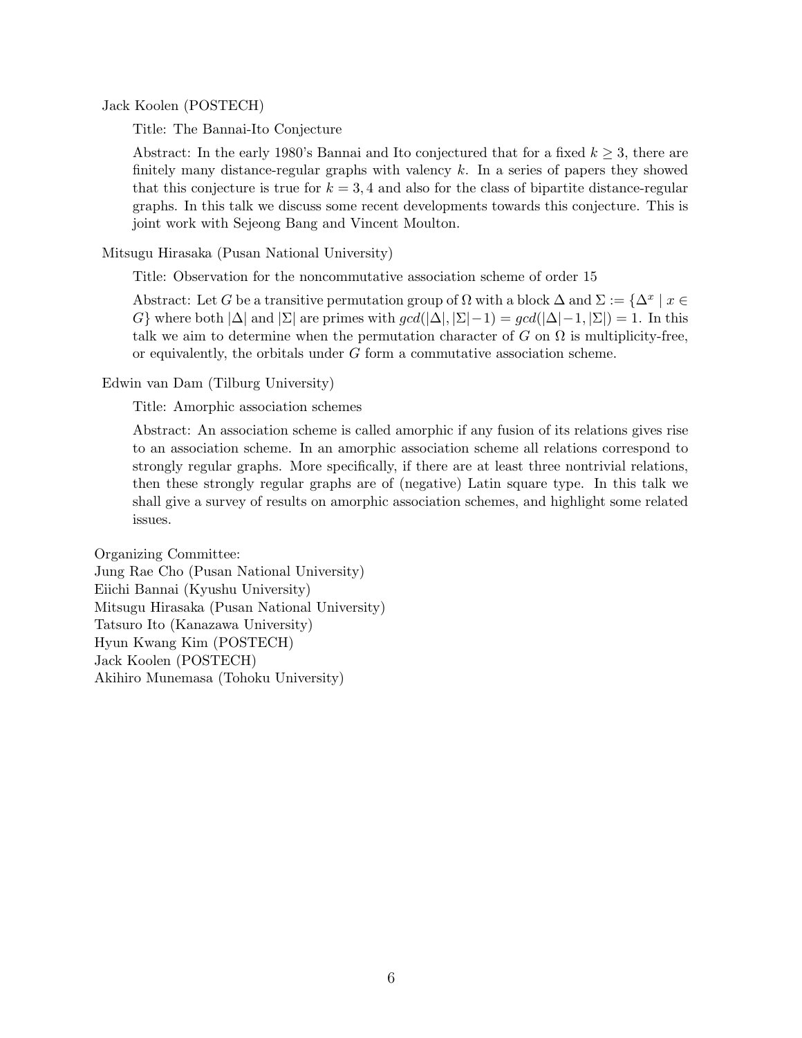Jack Koolen (POSTECH)

Title: The Bannai-Ito Conjecture

Abstract: In the early 1980's Bannai and Ito conjectured that for a fixed $k \geq 3$, there are finitely many distance-regular graphs with valency $k$. In a series of papers they showed that this conjecture is true for $k = 3, 4$ and also for the class of bipartite distance-regular graphs. In this talk we discuss some recent developments towards this conjecture. This is joint work with Sejeong Bang and Vincent Moulton.

Mitsugu Hirasaka (Pusan National University)

Title: Observation for the noncommutative association scheme of order 15

Abstract: Let $G$ be a transitive permutation group of $\Omega$ with a block $\Delta$ and $\Sigma := \{\Delta^x \mid x \in G\}$ where both $|\Delta|$ and $|\Sigma|$ are primes with $gcd(|\Delta|, |\Sigma|-1) = gcd(|\Delta|-1, |\Sigma|) = 1$. In this talk we aim to determine when the permutation character of $G$ on $\Omega$ is multiplicity-free, or equivalently, the orbitals under $G$ form a commutative association scheme.

Edwin van Dam (Tilburg University)

Title: Amorphic association schemes

Abstract: An association scheme is called amorphic if any fusion of its relations gives rise to an association scheme. In an amorphic association scheme all relations correspond to strongly regular graphs. More specifically, if there are at least three nontrivial relations, then these strongly regular graphs are of (negative) Latin square type. In this talk we shall give a survey of results on amorphic association schemes, and highlight some related issues.

Organizing Committee:
Jung Rae Cho (Pusan National University)
Eiichi Bannai (Kyushu University)
Mitsugu Hirasaka (Pusan National University)
Tatsuro Ito (Kanazawa University)
Hyun Kwang Kim (POSTECH)
Jack Koolen (POSTECH)
Akihiro Munemasa (Tohoku University)